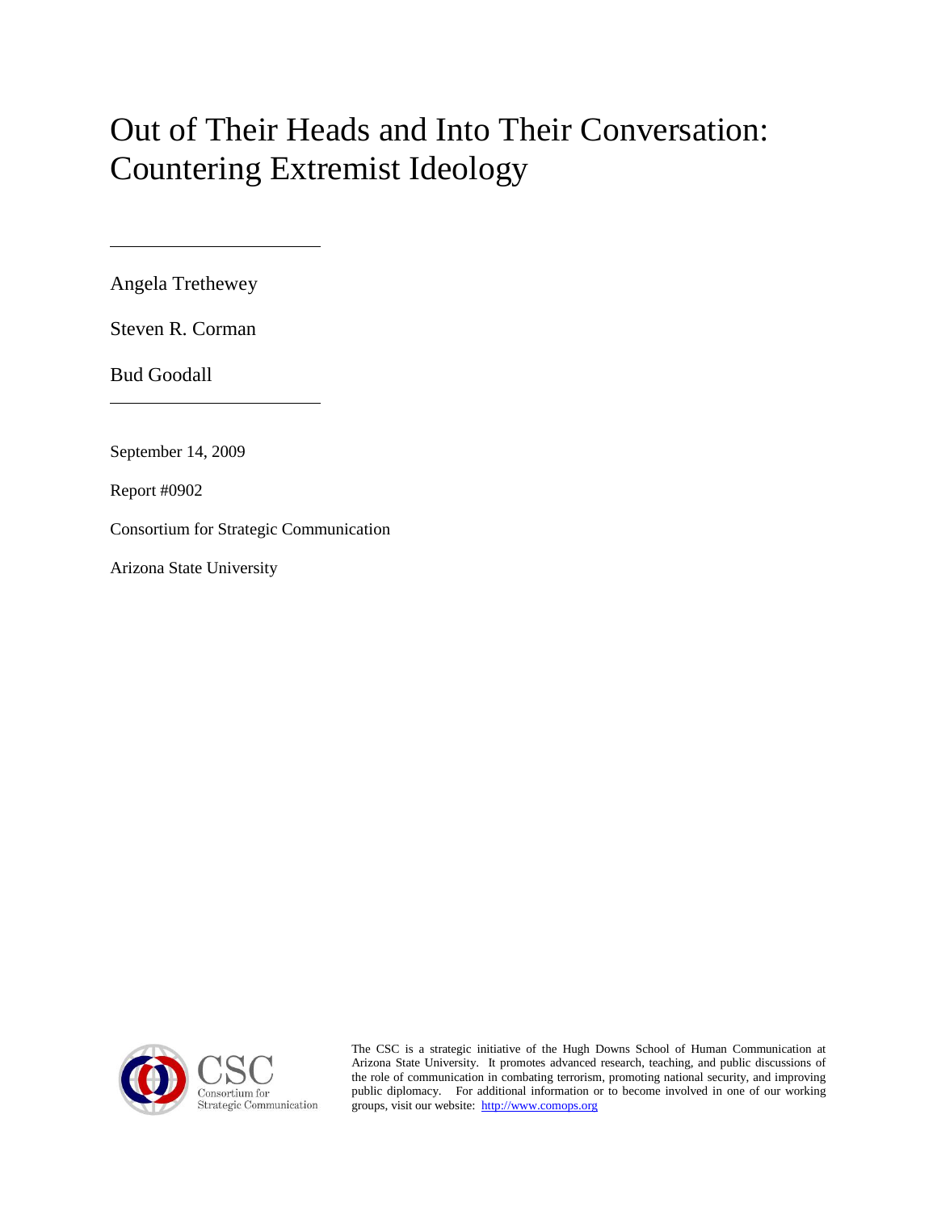# Out of Their Heads and Into Their Conversation: Countering Extremist Ideology

---

Angela Trethewey

Steven R. Corman

Bud Goodall

---

September 14, 2009

Report #0902

Consortium for Strategic Communication

Arizona State University

CSC
Consortium for Strategic Communication

The CSC is a strategic initiative of the Hugh Downs School of Human Communication at Arizona State University. It promotes advanced research, teaching, and public discussions of the role of communication in combating terrorism, promoting national security, and improving public diplomacy. For additional information or to become involved in one of our working groups, visit our website: [http://www.comops.org](http://www.comops.org)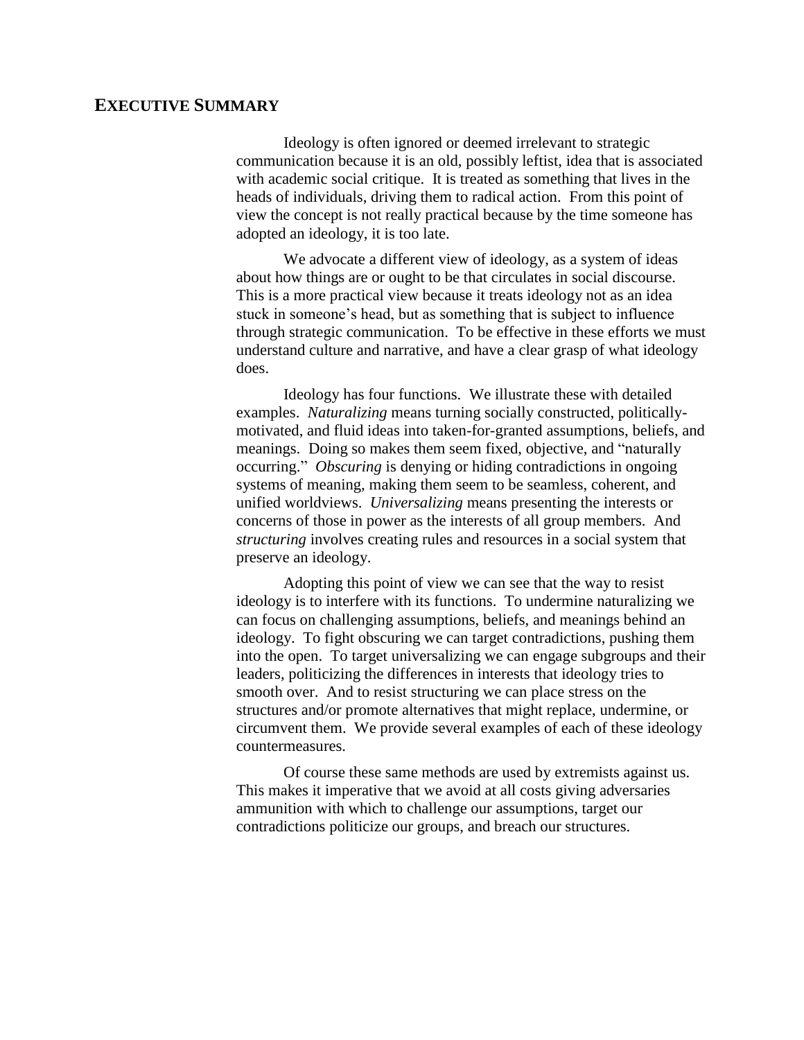## EXECUTIVE SUMMARY

Ideology is often ignored or deemed irrelevant to strategic communication because it is an old, possibly leftist, idea that is associated with academic social critique. It is treated as something that lives in the heads of individuals, driving them to radical action. From this point of view the concept is not really practical because by the time someone has adopted an ideology, it is too late.

We advocate a different view of ideology, as a system of ideas about how things are or ought to be that circulates in social discourse. This is a more practical view because it treats ideology not as an idea stuck in someone's head, but as something that is subject to influence through strategic communication. To be effective in these efforts we must understand culture and narrative, and have a clear grasp of what ideology does.

Ideology has four functions. We illustrate these with detailed examples. *Naturalizing* means turning socially constructed, politically-motivated, and fluid ideas into taken-for-granted assumptions, beliefs, and meanings. Doing so makes them seem fixed, objective, and "naturally occurring." *Obscuring* is denying or hiding contradictions in ongoing systems of meaning, making them seem to be seamless, coherent, and unified worldviews. *Universalizing* means presenting the interests or concerns of those in power as the interests of all group members. And *structuring* involves creating rules and resources in a social system that preserve an ideology.

Adopting this point of view we can see that the way to resist ideology is to interfere with its functions. To undermine naturalizing we can focus on challenging assumptions, beliefs, and meanings behind an ideology. To fight obscuring we can target contradictions, pushing them into the open. To target universalizing we can engage subgroups and their leaders, politicizing the differences in interests that ideology tries to smooth over. And to resist structuring we can place stress on the structures and/or promote alternatives that might replace, undermine, or circumvent them. We provide several examples of each of these ideology countermeasures.

Of course these same methods are used by extremists against us. This makes it imperative that we avoid at all costs giving adversaries ammunition with which to challenge our assumptions, target our contradictions politicize our groups, and breach our structures.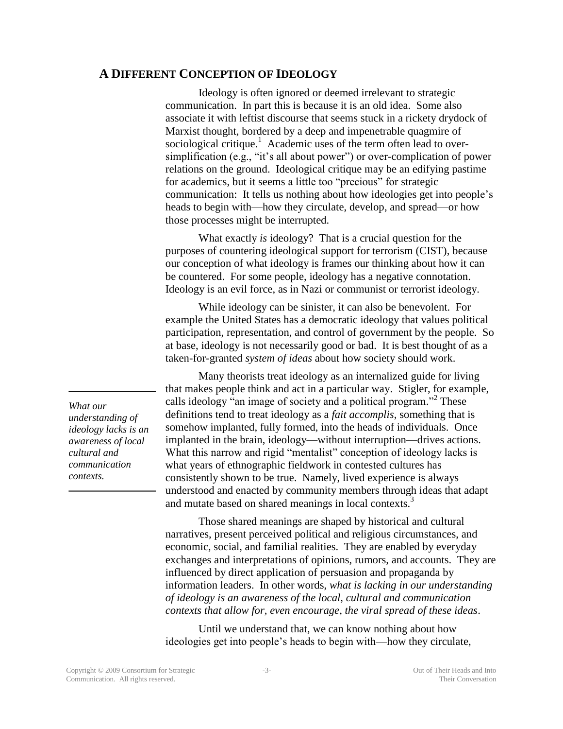## A DIFFERENT CONCEPTION OF IDEOLOGY

Ideology is often ignored or deemed irrelevant to strategic communication. In part this is because it is an old idea. Some also associate it with leftist discourse that seems stuck in a rickety drydock of Marxist thought, bordered by a deep and impenetrable quagmire of sociological critique.[1] Academic uses of the term often lead to over-simplification (e.g., "it's all about power") or over-complication of power relations on the ground. Ideological critique may be an edifying pastime for academics, but it seems a little too "precious" for strategic communication: It tells us nothing about how ideologies get into people's heads to begin with—how they circulate, develop, and spread—or how those processes might be interrupted.

What exactly *is* ideology? That is a crucial question for the purposes of countering ideological support for terrorism (CIST), because our conception of what ideology is frames our thinking about how it can be countered. For some people, ideology has a negative connotation. Ideology is an evil force, as in Nazi or communist or terrorist ideology.

While ideology can be sinister, it can also be benevolent. For example the United States has a democratic ideology that values political participation, representation, and control of government by the people. So at base, ideology is not necessarily good or bad. It is best thought of as a taken-for-granted *system of ideas* about how society should work.

*What our understanding of ideology lacks is an awareness of local cultural and communication contexts.*

Many theorists treat ideology as an internalized guide for living that makes people think and act in a particular way. Stigler, for example, calls ideology "an image of society and a political program."[2] These definitions tend to treat ideology as a *fait accomplis*, something that is somehow implanted, fully formed, into the heads of individuals. Once implanted in the brain, ideology—without interruption—drives actions. What this narrow and rigid "mentalist" conception of ideology lacks is what years of ethnographic fieldwork in contested cultures has consistently shown to be true. Namely, lived experience is always understood and enacted by community members through ideas that adapt and mutate based on shared meanings in local contexts.[3]

Those shared meanings are shaped by historical and cultural narratives, present perceived political and religious circumstances, and economic, social, and familial realities. They are enabled by everyday exchanges and interpretations of opinions, rumors, and accounts. They are influenced by direct application of persuasion and propaganda by information leaders. In other words, *what is lacking in our understanding of ideology is an awareness of the local, cultural and communication contexts that allow for, even encourage, the viral spread of these ideas*.

Until we understand that, we can know nothing about how ideologies get into people's heads to begin with—how they circulate,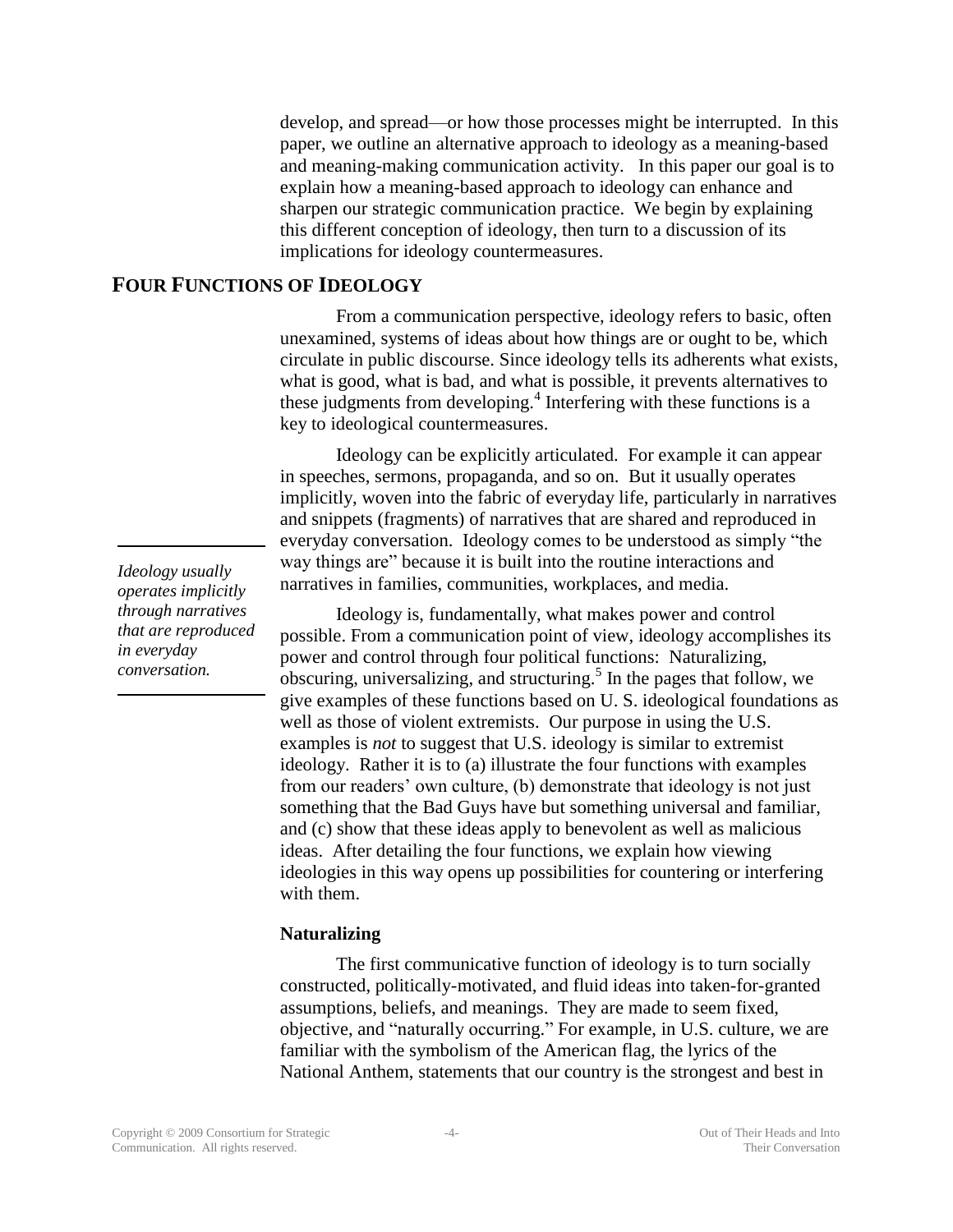develop, and spread—or how those processes might be interrupted. In this paper, we outline an alternative approach to ideology as a meaning-based and meaning-making communication activity. In this paper our goal is to explain how a meaning-based approach to ideology can enhance and sharpen our strategic communication practice. We begin by explaining this different conception of ideology, then turn to a discussion of its implications for ideology countermeasures.

## FOUR FUNCTIONS OF IDEOLOGY

From a communication perspective, ideology refers to basic, often unexamined, systems of ideas about how things are or ought to be, which circulate in public discourse. Since ideology tells its adherents what exists, what is good, what is bad, and what is possible, it prevents alternatives to these judgments from developing.[4] Interfering with these functions is a key to ideological countermeasures.

Ideology can be explicitly articulated. For example it can appear in speeches, sermons, propaganda, and so on. But it usually operates implicitly, woven into the fabric of everyday life, particularly in narratives and snippets (fragments) of narratives that are shared and reproduced in everyday conversation. Ideology comes to be understood as simply "the way things are" because it is built into the routine interactions and narratives in families, communities, workplaces, and media.

*Ideology usually operates implicitly through narratives that are reproduced in everyday conversation.*

Ideology is, fundamentally, what makes power and control possible. From a communication point of view, ideology accomplishes its power and control through four political functions: Naturalizing, obscuring, universalizing, and structuring.[5] In the pages that follow, we give examples of these functions based on U. S. ideological foundations as well as those of violent extremists. Our purpose in using the U.S. examples is *not* to suggest that U.S. ideology is similar to extremist ideology. Rather it is to (a) illustrate the four functions with examples from our readers' own culture, (b) demonstrate that ideology is not just something that the Bad Guys have but something universal and familiar, and (c) show that these ideas apply to benevolent as well as malicious ideas. After detailing the four functions, we explain how viewing ideologies in this way opens up possibilities for countering or interfering with them.

### Naturalizing

The first communicative function of ideology is to turn socially constructed, politically-motivated, and fluid ideas into taken-for-granted assumptions, beliefs, and meanings. They are made to seem fixed, objective, and "naturally occurring." For example, in U.S. culture, we are familiar with the symbolism of the American flag, the lyrics of the National Anthem, statements that our country is the strongest and best in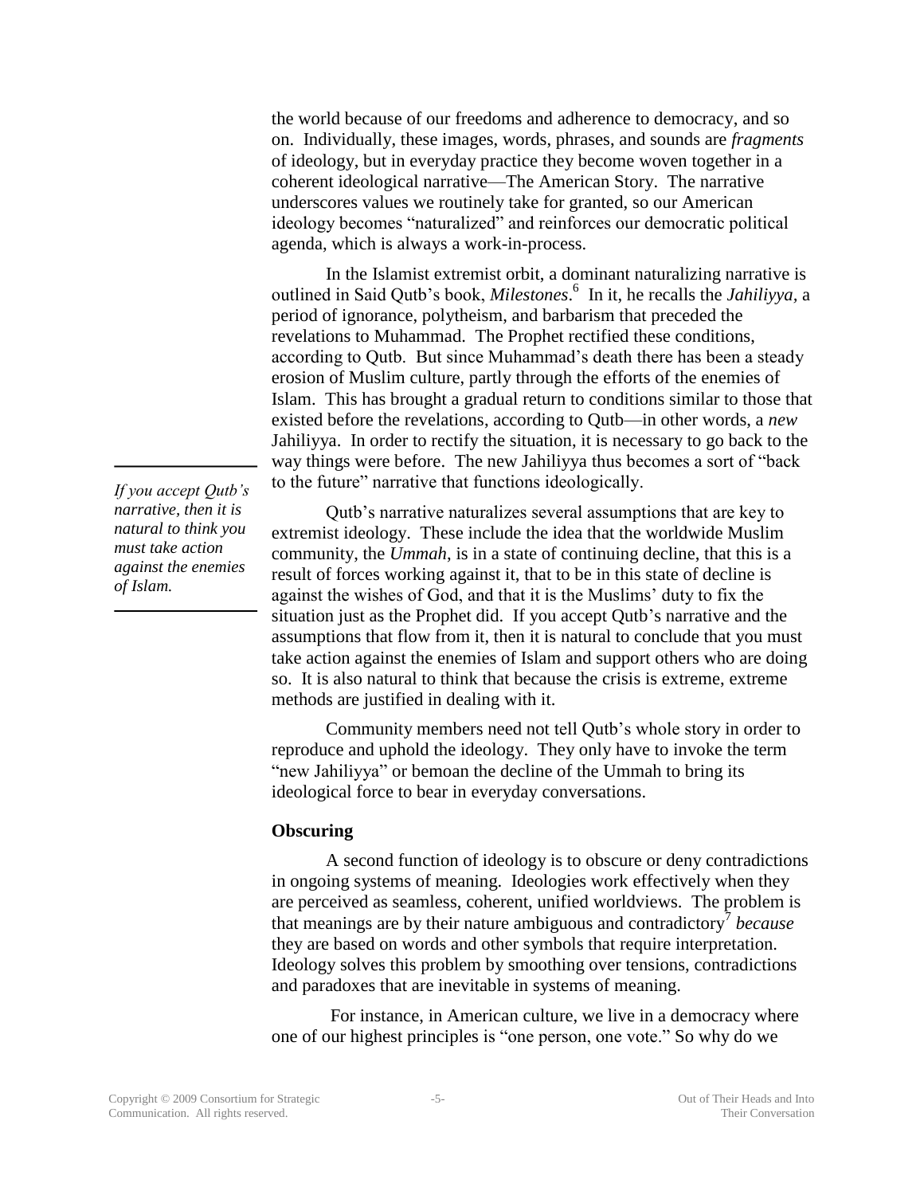the world because of our freedoms and adherence to democracy, and so on. Individually, these images, words, phrases, and sounds are *fragments* of ideology, but in everyday practice they become woven together in a coherent ideological narrative—The American Story. The narrative underscores values we routinely take for granted, so our American ideology becomes "naturalized" and reinforces our democratic political agenda, which is always a work-in-process.

In the Islamist extremist orbit, a dominant naturalizing narrative is outlined in Said Qutb's book, *Milestones*.[6] In it, he recalls the *Jahiliyya*, a period of ignorance, polytheism, and barbarism that preceded the revelations to Muhammad. The Prophet rectified these conditions, according to Qutb. But since Muhammad's death there has been a steady erosion of Muslim culture, partly through the efforts of the enemies of Islam. This has brought a gradual return to conditions similar to those that existed before the revelations, according to Qutb—in other words, a *new* Jahiliyya. In order to rectify the situation, it is necessary to go back to the way things were before. The new Jahiliyya thus becomes a sort of "back to the future" narrative that functions ideologically.

*If you accept Qutb's narrative, then it is natural to think you must take action against the enemies of Islam.*

Qutb's narrative naturalizes several assumptions that are key to extremist ideology. These include the idea that the worldwide Muslim community, the *Ummah*, is in a state of continuing decline, that this is a result of forces working against it, that to be in this state of decline is against the wishes of God, and that it is the Muslims' duty to fix the situation just as the Prophet did. If you accept Qutb's narrative and the assumptions that flow from it, then it is natural to conclude that you must take action against the enemies of Islam and support others who are doing so. It is also natural to think that because the crisis is extreme, extreme methods are justified in dealing with it.

Community members need not tell Qutb's whole story in order to reproduce and uphold the ideology. They only have to invoke the term "new Jahiliyya" or bemoan the decline of the Ummah to bring its ideological force to bear in everyday conversations.

### Obscuring

A second function of ideology is to obscure or deny contradictions in ongoing systems of meaning. Ideologies work effectively when they are perceived as seamless, coherent, unified worldviews. The problem is that meanings are by their nature ambiguous and contradictory[7] *because* they are based on words and other symbols that require interpretation. Ideology solves this problem by smoothing over tensions, contradictions and paradoxes that are inevitable in systems of meaning.

For instance, in American culture, we live in a democracy where one of our highest principles is "one person, one vote." So why do we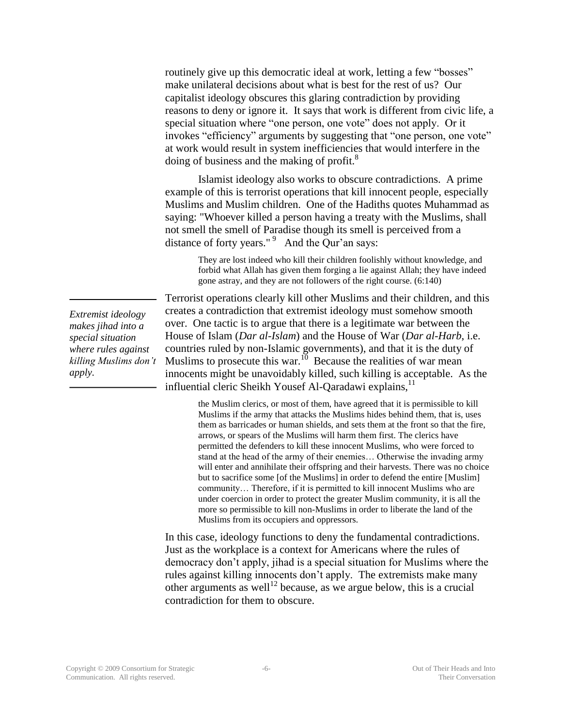routinely give up this democratic ideal at work, letting a few "bosses" make unilateral decisions about what is best for the rest of us? Our capitalist ideology obscures this glaring contradiction by providing reasons to deny or ignore it. It says that work is different from civic life, a special situation where "one person, one vote" does not apply. Or it invokes "efficiency" arguments by suggesting that "one person, one vote" at work would result in system inefficiencies that would interfere in the doing of business and the making of profit.[8]

Islamist ideology also works to obscure contradictions. A prime example of this is terrorist operations that kill innocent people, especially Muslims and Muslim children. One of the Hadiths quotes Muhammad as saying: "Whoever killed a person having a treaty with the Muslims, shall not smell the smell of Paradise though its smell is perceived from a distance of forty years."[9] And the Qur'an says:

> They are lost indeed who kill their children foolishly without knowledge, and forbid what Allah has given them forging a lie against Allah; they have indeed gone astray, and they are not followers of the right course. (6:140)

*Extremist ideology makes jihad into a special situation where rules against killing Muslims don't apply.*

Terrorist operations clearly kill other Muslims and their children, and this creates a contradiction that extremist ideology must somehow smooth over. One tactic is to argue that there is a legitimate war between the House of Islam (*Dar al-Islam*) and the House of War (*Dar al-Harb*, i.e. countries ruled by non-Islamic governments), and that it is the duty of Muslims to prosecute this war.[10] Because the realities of war mean innocents might be unavoidably killed, such killing is acceptable. As the influential cleric Sheikh Yousef Al-Qaradawi explains,[11]

> the Muslim clerics, or most of them, have agreed that it is permissible to kill Muslims if the army that attacks the Muslims hides behind them, that is, uses them as barricades or human shields, and sets them at the front so that the fire, arrows, or spears of the Muslims will harm them first. The clerics have permitted the defenders to kill these innocent Muslims, who were forced to stand at the head of the army of their enemies… Otherwise the invading army will enter and annihilate their offspring and their harvests. There was no choice but to sacrifice some [of the Muslims] in order to defend the entire [Muslim] community… Therefore, if it is permitted to kill innocent Muslims who are under coercion in order to protect the greater Muslim community, it is all the more so permissible to kill non-Muslims in order to liberate the land of the Muslims from its occupiers and oppressors.

In this case, ideology functions to deny the fundamental contradictions. Just as the workplace is a context for Americans where the rules of democracy don't apply, jihad is a special situation for Muslims where the rules against killing innocents don't apply. The extremists make many other arguments as well[12] because, as we argue below, this is a crucial contradiction for them to obscure.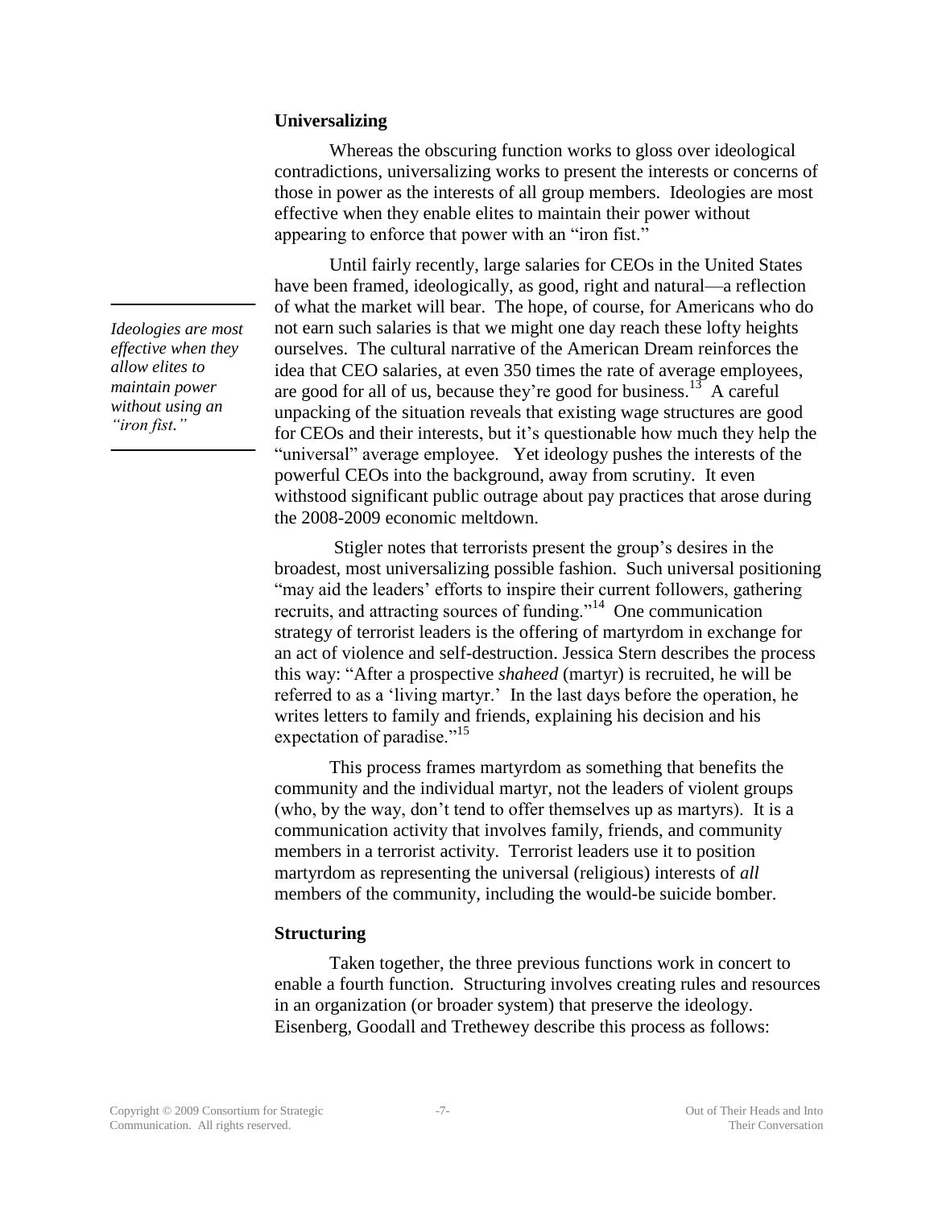### Universalizing

Whereas the obscuring function works to gloss over ideological contradictions, universalizing works to present the interests or concerns of those in power as the interests of all group members. Ideologies are most effective when they enable elites to maintain their power without appearing to enforce that power with an "iron fist."

*Ideologies are most effective when they allow elites to maintain power without using an "iron fist."*

Until fairly recently, large salaries for CEOs in the United States have been framed, ideologically, as good, right and natural—a reflection of what the market will bear. The hope, of course, for Americans who do not earn such salaries is that we might one day reach these lofty heights ourselves. The cultural narrative of the American Dream reinforces the idea that CEO salaries, at even 350 times the rate of average employees, are good for all of us, because they're good for business.[13] A careful unpacking of the situation reveals that existing wage structures are good for CEOs and their interests, but it's questionable how much they help the "universal" average employee. Yet ideology pushes the interests of the powerful CEOs into the background, away from scrutiny. It even withstood significant public outrage about pay practices that arose during the 2008-2009 economic meltdown.

Stigler notes that terrorists present the group's desires in the broadest, most universalizing possible fashion. Such universal positioning "may aid the leaders' efforts to inspire their current followers, gathering recruits, and attracting sources of funding."[14] One communication strategy of terrorist leaders is the offering of martyrdom in exchange for an act of violence and self-destruction. Jessica Stern describes the process this way: "After a prospective *shaheed* (martyr) is recruited, he will be referred to as a 'living martyr.' In the last days before the operation, he writes letters to family and friends, explaining his decision and his expectation of paradise."[15]

This process frames martyrdom as something that benefits the community and the individual martyr, not the leaders of violent groups (who, by the way, don't tend to offer themselves up as martyrs). It is a communication activity that involves family, friends, and community members in a terrorist activity. Terrorist leaders use it to position martyrdom as representing the universal (religious) interests of *all* members of the community, including the would-be suicide bomber.

### Structuring

Taken together, the three previous functions work in concert to enable a fourth function. Structuring involves creating rules and resources in an organization (or broader system) that preserve the ideology. Eisenberg, Goodall and Trethewey describe this process as follows: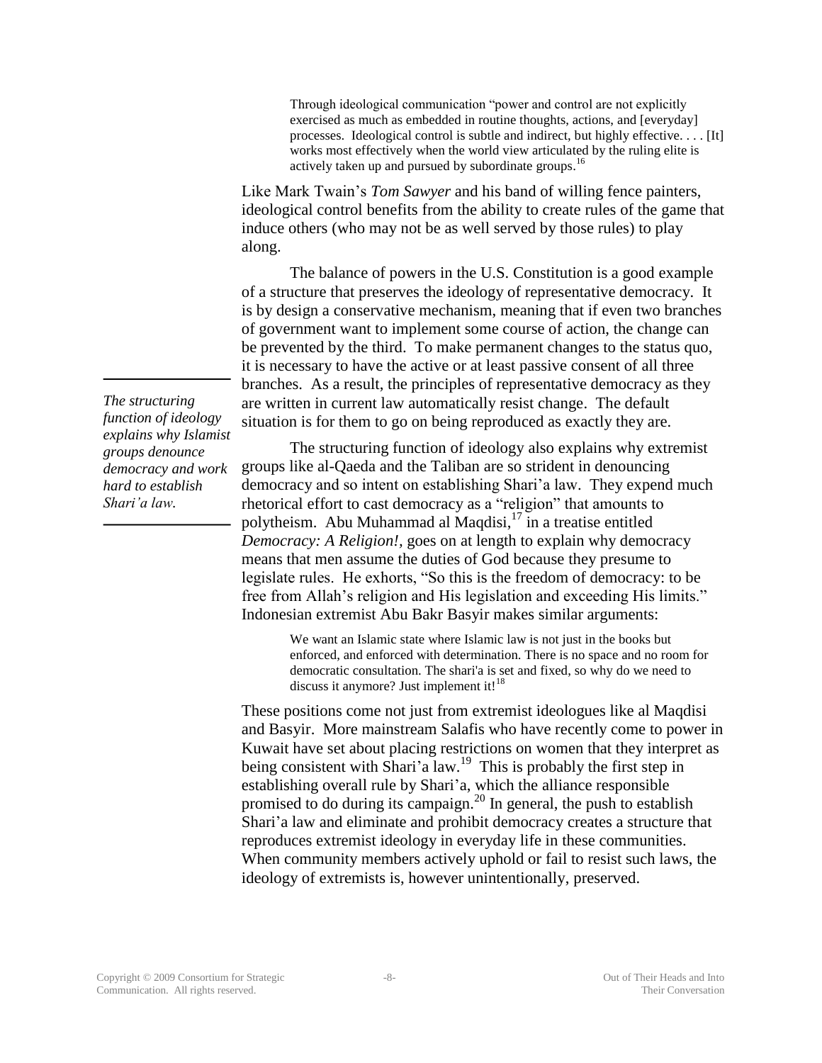> Through ideological communication "power and control are not explicitly exercised as much as embedded in routine thoughts, actions, and [everyday] processes. Ideological control is subtle and indirect, but highly effective. . . . [It] works most effectively when the world view articulated by the ruling elite is actively taken up and pursued by subordinate groups.[16]

Like Mark Twain's *Tom Sawyer* and his band of willing fence painters, ideological control benefits from the ability to create rules of the game that induce others (who may not be as well served by those rules) to play along.

The balance of powers in the U.S. Constitution is a good example of a structure that preserves the ideology of representative democracy. It is by design a conservative mechanism, meaning that if even two branches of government want to implement some course of action, the change can be prevented by the third. To make permanent changes to the status quo, it is necessary to have the active or at least passive consent of all three branches. As a result, the principles of representative democracy as they are written in current law automatically resist change. The default situation is for them to go on being reproduced as exactly they are.

*The structuring function of ideology explains why Islamist groups denounce democracy and work hard to establish Shari'a law.*

The structuring function of ideology also explains why extremist groups like al-Qaeda and the Taliban are so strident in denouncing democracy and so intent on establishing Shari'a law. They expend much rhetorical effort to cast democracy as a "religion" that amounts to polytheism. Abu Muhammad al Maqdisi,[17] in a treatise entitled *Democracy: A Religion!*, goes on at length to explain why democracy means that men assume the duties of God because they presume to legislate rules. He exhorts, "So this is the freedom of democracy: to be free from Allah's religion and His legislation and exceeding His limits." Indonesian extremist Abu Bakr Basyir makes similar arguments:

> We want an Islamic state where Islamic law is not just in the books but enforced, and enforced with determination. There is no space and no room for democratic consultation. The shari'a is set and fixed, so why do we need to discuss it anymore? Just implement it![18]

These positions come not just from extremist ideologues like al Maqdisi and Basyir. More mainstream Salafis who have recently come to power in Kuwait have set about placing restrictions on women that they interpret as being consistent with Shari'a law.[19] This is probably the first step in establishing overall rule by Shari'a, which the alliance responsible promised to do during its campaign.[20] In general, the push to establish Shari'a law and eliminate and prohibit democracy creates a structure that reproduces extremist ideology in everyday life in these communities. When community members actively uphold or fail to resist such laws, the ideology of extremists is, however unintentionally, preserved.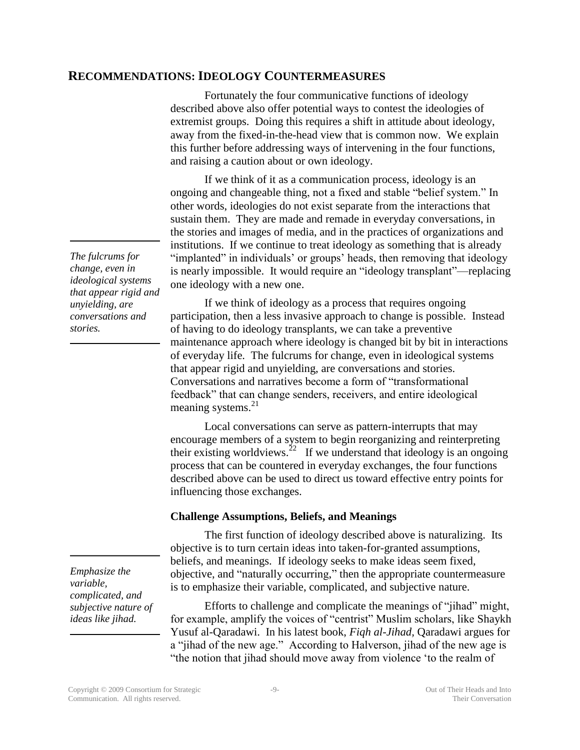## RECOMMENDATIONS: IDEOLOGY COUNTERMEASURES

Fortunately the four communicative functions of ideology described above also offer potential ways to contest the ideologies of extremist groups. Doing this requires a shift in attitude about ideology, away from the fixed-in-the-head view that is common now. We explain this further before addressing ways of intervening in the four functions, and raising a caution about or own ideology.

If we think of it as a communication process, ideology is an ongoing and changeable thing, not a fixed and stable "belief system." In other words, ideologies do not exist separate from the interactions that sustain them. They are made and remade in everyday conversations, in the stories and images of media, and in the practices of organizations and institutions. If we continue to treat ideology as something that is already "implanted" in individuals' or groups' heads, then removing that ideology is nearly impossible. It would require an "ideology transplant"—replacing one ideology with a new one.

*The fulcrums for change, even in ideological systems that appear rigid and unyielding, are conversations and stories.*

If we think of ideology as a process that requires ongoing participation, then a less invasive approach to change is possible. Instead of having to do ideology transplants, we can take a preventive maintenance approach where ideology is changed bit by bit in interactions of everyday life. The fulcrums for change, even in ideological systems that appear rigid and unyielding, are conversations and stories. Conversations and narratives become a form of "transformational feedback" that can change senders, receivers, and entire ideological meaning systems.[21]

Local conversations can serve as pattern-interrupts that may encourage members of a system to begin reorganizing and reinterpreting their existing worldviews.[22] If we understand that ideology is an ongoing process that can be countered in everyday exchanges, the four functions described above can be used to direct us toward effective entry points for influencing those exchanges.

### Challenge Assumptions, Beliefs, and Meanings

The first function of ideology described above is naturalizing. Its objective is to turn certain ideas into taken-for-granted assumptions, beliefs, and meanings. If ideology seeks to make ideas seem fixed, objective, and "naturally occurring," then the appropriate countermeasure is to emphasize their variable, complicated, and subjective nature.

*Emphasize the variable, complicated, and subjective nature of ideas like jihad.*

Efforts to challenge and complicate the meanings of "jihad" might, for example, amplify the voices of "centrist" Muslim scholars, like Shaykh Yusuf al-Qaradawi. In his latest book, *Fiqh al-Jihad,* Qaradawi argues for a "jihad of the new age." According to Halverson, jihad of the new age is "the notion that jihad should move away from violence 'to the realm of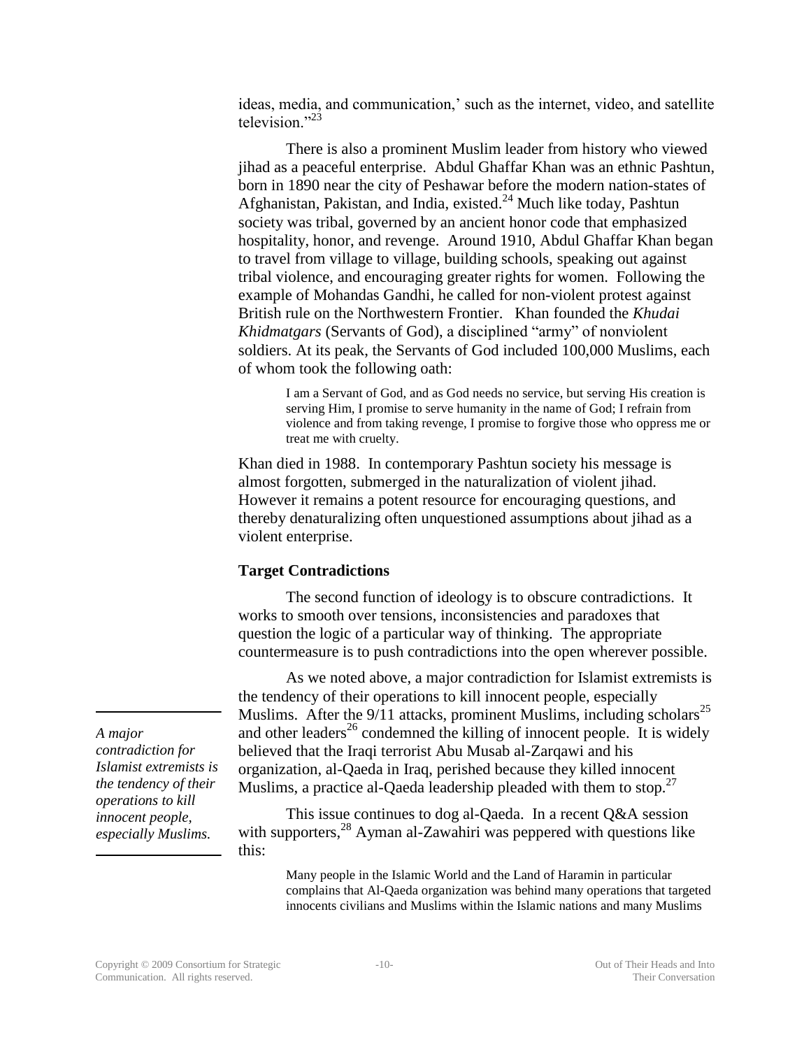ideas, media, and communication,' such as the internet, video, and satellite television."[23]

There is also a prominent Muslim leader from history who viewed jihad as a peaceful enterprise. Abdul Ghaffar Khan was an ethnic Pashtun, born in 1890 near the city of Peshawar before the modern nation-states of Afghanistan, Pakistan, and India, existed.[24] Much like today, Pashtun society was tribal, governed by an ancient honor code that emphasized hospitality, honor, and revenge. Around 1910, Abdul Ghaffar Khan began to travel from village to village, building schools, speaking out against tribal violence, and encouraging greater rights for women. Following the example of Mohandas Gandhi, he called for non-violent protest against British rule on the Northwestern Frontier. Khan founded the *Khudai Khidmatgars* (Servants of God), a disciplined "army" of nonviolent soldiers. At its peak, the Servants of God included 100,000 Muslims, each of whom took the following oath:

> I am a Servant of God, and as God needs no service, but serving His creation is serving Him, I promise to serve humanity in the name of God; I refrain from violence and from taking revenge, I promise to forgive those who oppress me or treat me with cruelty.

Khan died in 1988. In contemporary Pashtun society his message is almost forgotten, submerged in the naturalization of violent jihad. However it remains a potent resource for encouraging questions, and thereby denaturalizing often unquestioned assumptions about jihad as a violent enterprise.

### Target Contradictions

The second function of ideology is to obscure contradictions. It works to smooth over tensions, inconsistencies and paradoxes that question the logic of a particular way of thinking. The appropriate countermeasure is to push contradictions into the open wherever possible.

*A major contradiction for Islamist extremists is the tendency of their operations to kill innocent people, especially Muslims.*

As we noted above, a major contradiction for Islamist extremists is the tendency of their operations to kill innocent people, especially Muslims. After the 9/11 attacks, prominent Muslims, including scholars[25] and other leaders[26] condemned the killing of innocent people. It is widely believed that the Iraqi terrorist Abu Musab al-Zarqawi and his organization, al-Qaeda in Iraq, perished because they killed innocent Muslims, a practice al-Qaeda leadership pleaded with them to stop.[27]

This issue continues to dog al-Qaeda. In a recent Q&A session with supporters,[28] Ayman al-Zawahiri was peppered with questions like this:

> Many people in the Islamic World and the Land of Haramin in particular complains that Al-Qaeda organization was behind many operations that targeted innocents civilians and Muslims within the Islamic nations and many Muslims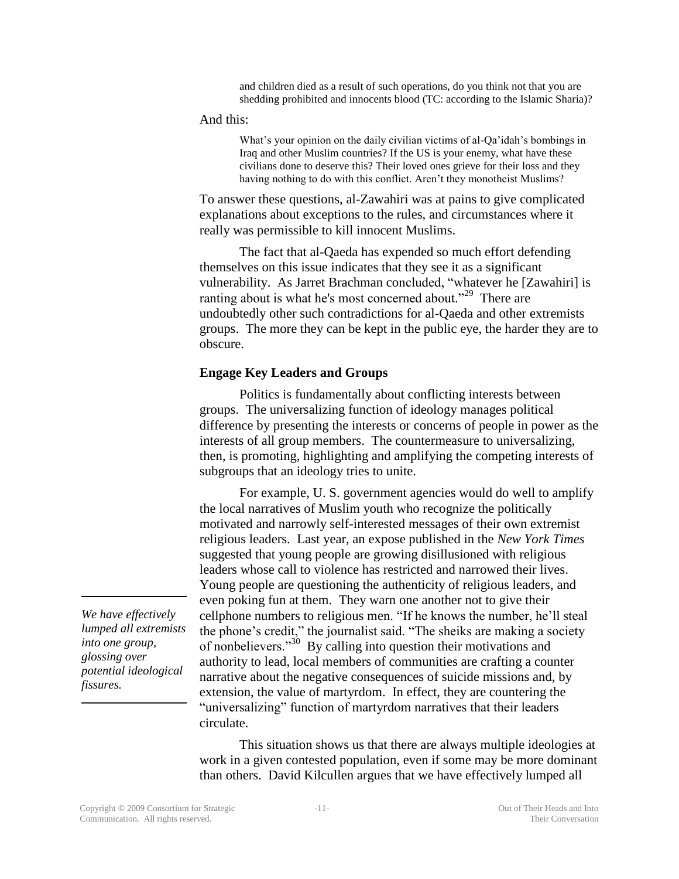> and children died as a result of such operations, do you think not that you are shedding prohibited and innocents blood (TC: according to the Islamic Sharia)?

And this:

> What's your opinion on the daily civilian victims of al-Qa'idah's bombings in Iraq and other Muslim countries? If the US is your enemy, what have these civilians done to deserve this? Their loved ones grieve for their loss and they having nothing to do with this conflict. Aren't they monotheist Muslims?

To answer these questions, al-Zawahiri was at pains to give complicated explanations about exceptions to the rules, and circumstances where it really was permissible to kill innocent Muslims.

The fact that al-Qaeda has expended so much effort defending themselves on this issue indicates that they see it as a significant vulnerability. As Jarret Brachman concluded, "whatever he [Zawahiri] is ranting about is what he's most concerned about."[29] There are undoubtedly other such contradictions for al-Qaeda and other extremists groups. The more they can be kept in the public eye, the harder they are to obscure.

### Engage Key Leaders and Groups

Politics is fundamentally about conflicting interests between groups. The universalizing function of ideology manages political difference by presenting the interests or concerns of people in power as the interests of all group members. The countermeasure to universalizing, then, is promoting, highlighting and amplifying the competing interests of subgroups that an ideology tries to unite.

For example, U. S. government agencies would do well to amplify the local narratives of Muslim youth who recognize the politically motivated and narrowly self-interested messages of their own extremist religious leaders. Last year, an expose published in the *New York Times* suggested that young people are growing disillusioned with religious leaders whose call to violence has restricted and narrowed their lives. Young people are questioning the authenticity of religious leaders, and even poking fun at them. They warn one another not to give their cellphone numbers to religious men. "If he knows the number, he'll steal the phone's credit," the journalist said. "The sheiks are making a society of nonbelievers."[30] By calling into question their motivations and authority to lead, local members of communities are crafting a counter narrative about the negative consequences of suicide missions and, by extension, the value of martyrdom. In effect, they are countering the "universalizing" function of martyrdom narratives that their leaders circulate.

*We have effectively lumped all extremists into one group, glossing over potential ideological fissures.*

This situation shows us that there are always multiple ideologies at work in a given contested population, even if some may be more dominant than others. David Kilcullen argues that we have effectively lumped all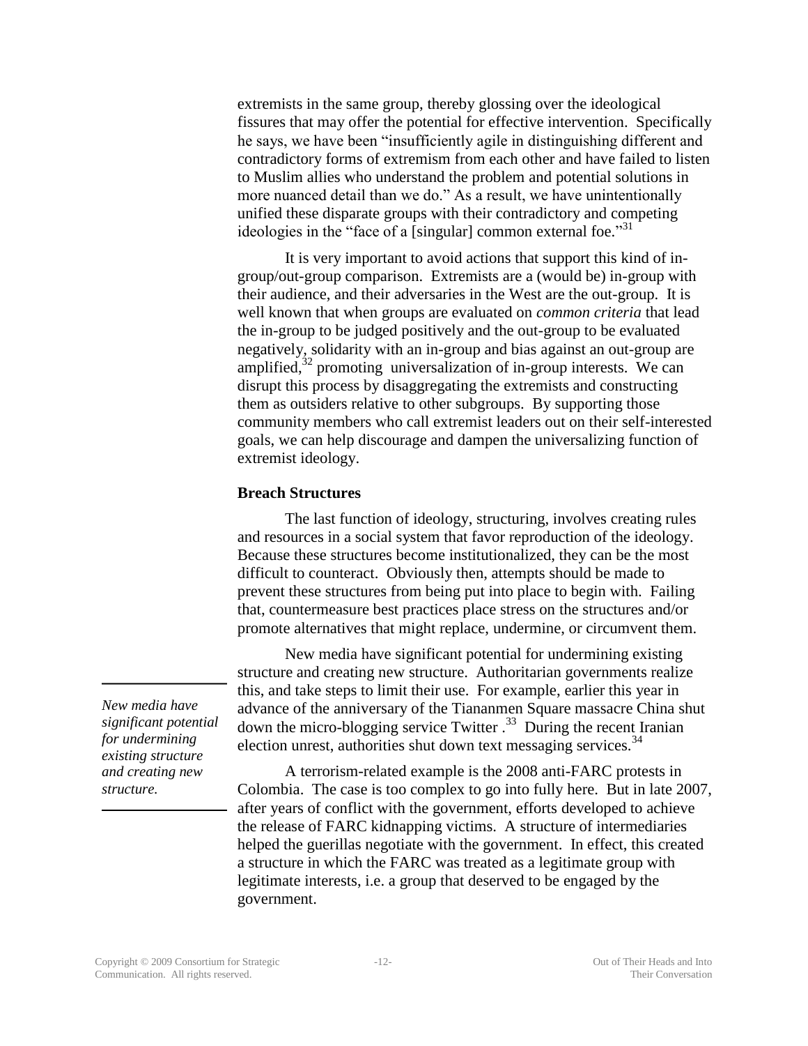extremists in the same group, thereby glossing over the ideological fissures that may offer the potential for effective intervention. Specifically he says, we have been "insufficiently agile in distinguishing different and contradictory forms of extremism from each other and have failed to listen to Muslim allies who understand the problem and potential solutions in more nuanced detail than we do." As a result, we have unintentionally unified these disparate groups with their contradictory and competing ideologies in the "face of a [singular] common external foe."[31]

It is very important to avoid actions that support this kind of in-group/out-group comparison. Extremists are a (would be) in-group with their audience, and their adversaries in the West are the out-group. It is well known that when groups are evaluated on *common criteria* that lead the in-group to be judged positively and the out-group to be evaluated negatively, solidarity with an in-group and bias against an out-group are amplified,[32] promoting universalization of in-group interests. We can disrupt this process by disaggregating the extremists and constructing them as outsiders relative to other subgroups. By supporting those community members who call extremist leaders out on their self-interested goals, we can help discourage and dampen the universalizing function of extremist ideology.

**Breach Structures**

The last function of ideology, structuring, involves creating rules and resources in a social system that favor reproduction of the ideology. Because these structures become institutionalized, they can be the most difficult to counteract. Obviously then, attempts should be made to prevent these structures from being put into place to begin with. Failing that, countermeasure best practices place stress on the structures and/or promote alternatives that might replace, undermine, or circumvent them.

New media have significant potential for undermining existing structure and creating new structure. Authoritarian governments realize this, and take steps to limit their use. For example, earlier this year in advance of the anniversary of the Tiananmen Square massacre China shut down the micro-blogging service Twitter .[33] During the recent Iranian election unrest, authorities shut down text messaging services.[34]

*New media have significant potential for undermining existing structure and creating new structure.*

A terrorism-related example is the 2008 anti-FARC protests in Colombia. The case is too complex to go into fully here. But in late 2007, after years of conflict with the government, efforts developed to achieve the release of FARC kidnapping victims. A structure of intermediaries helped the guerillas negotiate with the government. In effect, this created a structure in which the FARC was treated as a legitimate group with legitimate interests, i.e. a group that deserved to be engaged by the government.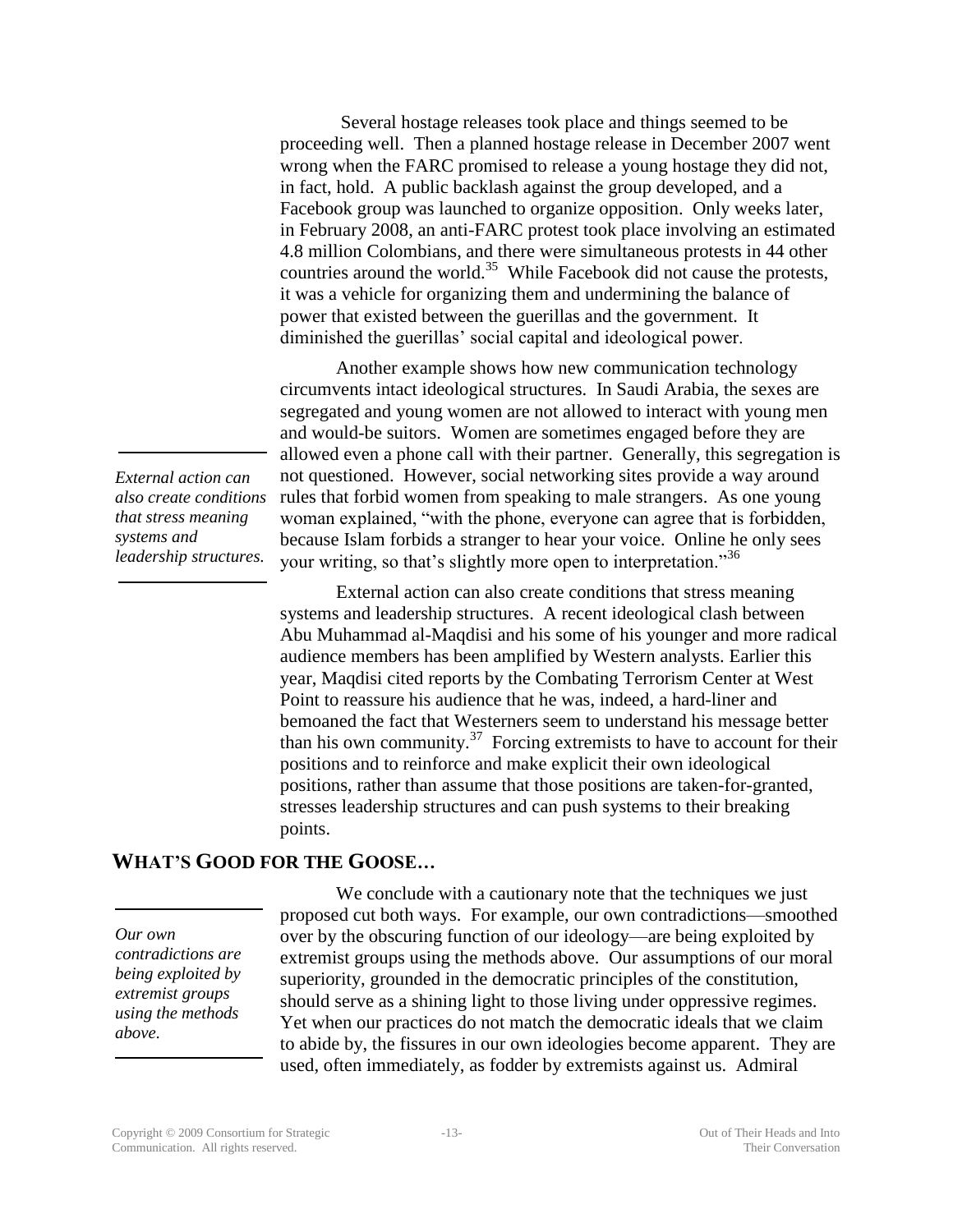Several hostage releases took place and things seemed to be proceeding well. Then a planned hostage release in December 2007 went wrong when the FARC promised to release a young hostage they did not, in fact, hold. A public backlash against the group developed, and a Facebook group was launched to organize opposition. Only weeks later, in February 2008, an anti-FARC protest took place involving an estimated 4.8 million Colombians, and there were simultaneous protests in 44 other countries around the world.[35] While Facebook did not cause the protests, it was a vehicle for organizing them and undermining the balance of power that existed between the guerillas and the government. It diminished the guerillas' social capital and ideological power.

Another example shows how new communication technology circumvents intact ideological structures. In Saudi Arabia, the sexes are segregated and young women are not allowed to interact with young men and would-be suitors. Women are sometimes engaged before they are allowed even a phone call with their partner. Generally, this segregation is not questioned. However, social networking sites provide a way around rules that forbid women from speaking to male strangers. As one young woman explained, "with the phone, everyone can agree that is forbidden, because Islam forbids a stranger to hear your voice. Online he only sees your writing, so that's slightly more open to interpretation."[36]

*External action can also create conditions that stress meaning systems and leadership structures.*

External action can also create conditions that stress meaning systems and leadership structures. A recent ideological clash between Abu Muhammad al-Maqdisi and his some of his younger and more radical audience members has been amplified by Western analysts. Earlier this year, Maqdisi cited reports by the Combating Terrorism Center at West Point to reassure his audience that he was, indeed, a hard-liner and bemoaned the fact that Westerners seem to understand his message better than his own community.[37] Forcing extremists to have to account for their positions and to reinforce and make explicit their own ideological positions, rather than assume that those positions are taken-for-granted, stresses leadership structures and can push systems to their breaking points.

## WHAT'S GOOD FOR THE GOOSE…

*Our own contradictions are being exploited by extremist groups using the methods above.*

We conclude with a cautionary note that the techniques we just proposed cut both ways. For example, our own contradictions—smoothed over by the obscuring function of our ideology—are being exploited by extremist groups using the methods above. Our assumptions of our moral superiority, grounded in the democratic principles of the constitution, should serve as a shining light to those living under oppressive regimes. Yet when our practices do not match the democratic ideals that we claim to abide by, the fissures in our own ideologies become apparent. They are used, often immediately, as fodder by extremists against us. Admiral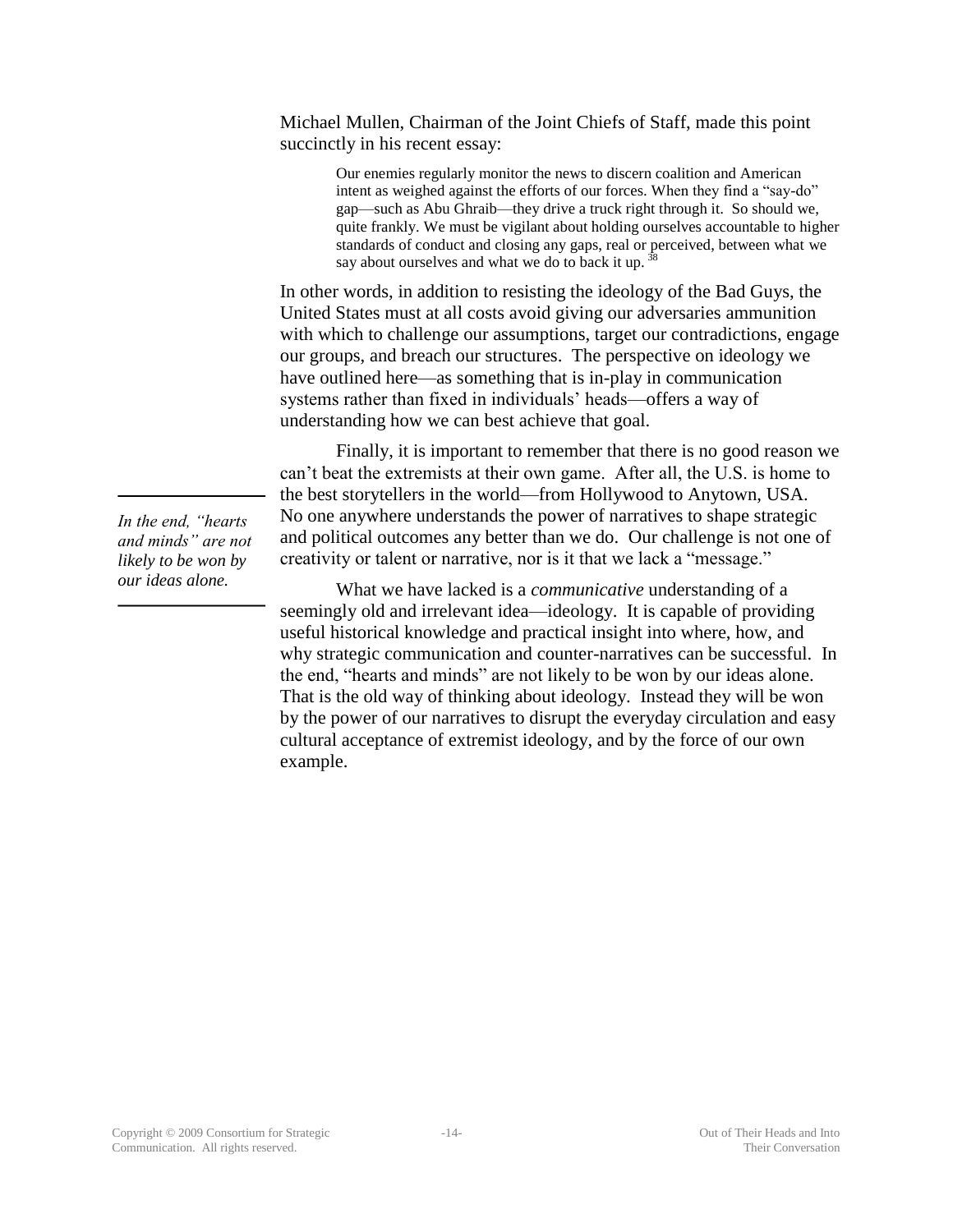Michael Mullen, Chairman of the Joint Chiefs of Staff, made this point succinctly in his recent essay:

> Our enemies regularly monitor the news to discern coalition and American intent as weighed against the efforts of our forces. When they find a "say-do" gap—such as Abu Ghraib—they drive a truck right through it. So should we, quite frankly. We must be vigilant about holding ourselves accountable to higher standards of conduct and closing any gaps, real or perceived, between what we say about ourselves and what we do to back it up. [38]

In other words, in addition to resisting the ideology of the Bad Guys, the United States must at all costs avoid giving our adversaries ammunition with which to challenge our assumptions, target our contradictions, engage our groups, and breach our structures. The perspective on ideology we have outlined here—as something that is in-play in communication systems rather than fixed in individuals' heads—offers a way of understanding how we can best achieve that goal.

Finally, it is important to remember that there is no good reason we can't beat the extremists at their own game. After all, the U.S. is home to the best storytellers in the world—from Hollywood to Anytown, USA. No one anywhere understands the power of narratives to shape strategic and political outcomes any better than we do. Our challenge is not one of creativity or talent or narrative, nor is it that we lack a "message."

*In the end, "hearts and minds" are not likely to be won by our ideas alone.*

What we have lacked is a *communicative* understanding of a seemingly old and irrelevant idea—ideology. It is capable of providing useful historical knowledge and practical insight into where, how, and why strategic communication and counter-narratives can be successful. In the end, "hearts and minds" are not likely to be won by our ideas alone. That is the old way of thinking about ideology. Instead they will be won by the power of our narratives to disrupt the everyday circulation and easy cultural acceptance of extremist ideology, and by the force of our own example.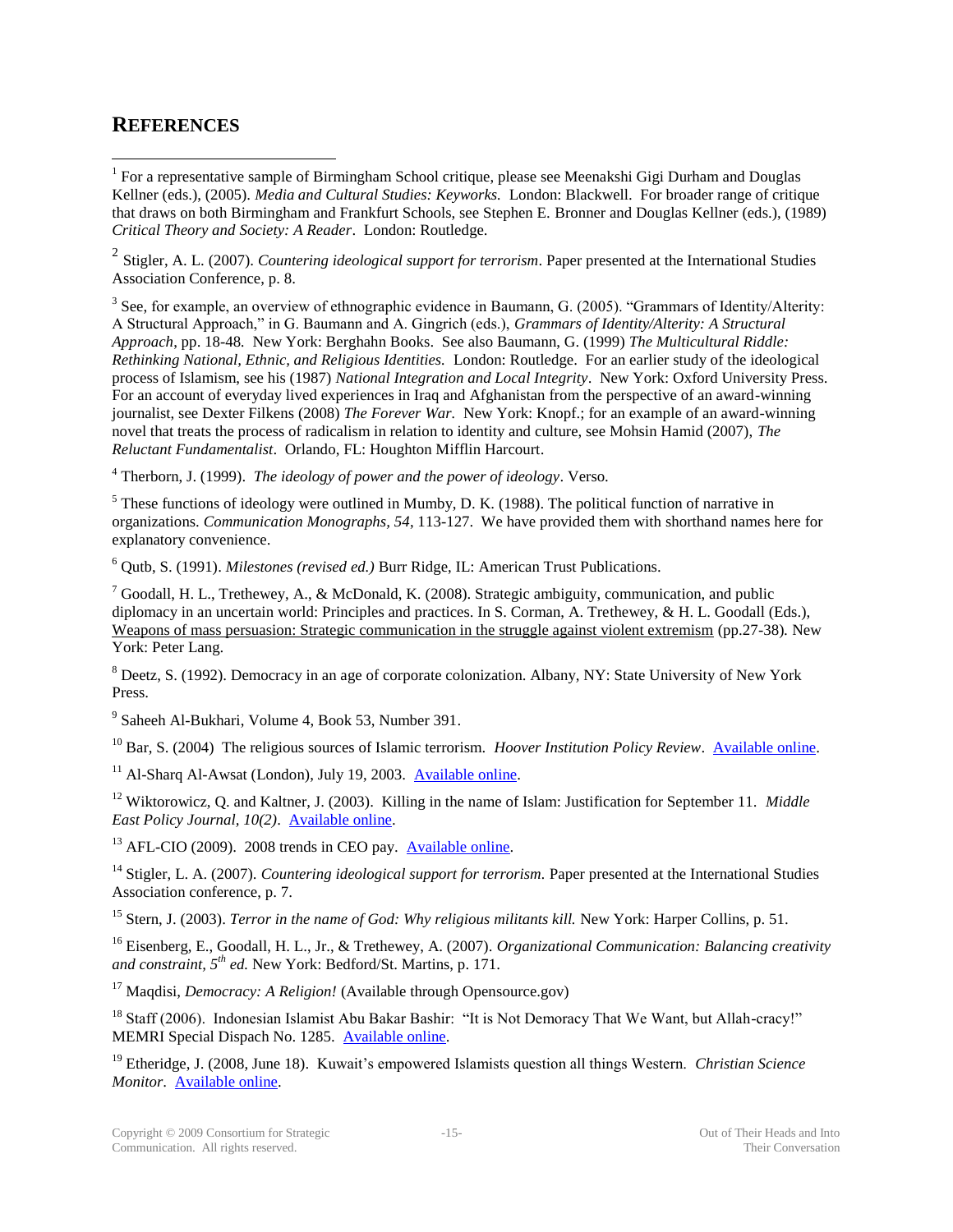## REFERENCES

[1] For a representative sample of Birmingham School critique, please see Meenakshi Gigi Durham and Douglas Kellner (eds.), (2005). *Media and Cultural Studies: Keyworks.* London: Blackwell. For broader range of critique that draws on both Birmingham and Frankfurt Schools, see Stephen E. Bronner and Douglas Kellner (eds.), (1989) *Critical Theory and Society: A Reader*. London: Routledge.

[2] Stigler, A. L. (2007). *Countering ideological support for terrorism*. Paper presented at the International Studies Association Conference, p. 8.

[3] See, for example, an overview of ethnographic evidence in Baumann, G. (2005). "Grammars of Identity/Alterity: A Structural Approach," in G. Baumann and A. Gingrich (eds.), *Grammars of Identity/Alterity: A Structural Approach*, pp. 18-48. New York: Berghahn Books. See also Baumann, G. (1999) *The Multicultural Riddle: Rethinking National, Ethnic, and Religious Identities.* London: Routledge. For an earlier study of the ideological process of Islamism, see his (1987) *National Integration and Local Integrity*. New York: Oxford University Press. For an account of everyday lived experiences in Iraq and Afghanistan from the perspective of an award-winning journalist, see Dexter Filkens (2008) *The Forever War.* New York: Knopf.; for an example of an award-winning novel that treats the process of radicalism in relation to identity and culture, see Mohsin Hamid (2007), *The Reluctant Fundamentalist*. Orlando, FL: Houghton Mifflin Harcourt.

[4] Therborn, J. (1999). *The ideology of power and the power of ideology*. Verso.

[5] These functions of ideology were outlined in Mumby, D. K. (1988). The political function of narrative in organizations. *Communication Monographs, 54*, 113-127. We have provided them with shorthand names here for explanatory convenience.

[6] Qutb, S. (1991). *Milestones (revised ed.)* Burr Ridge, IL: American Trust Publications.

[7] Goodall, H. L., Trethewey, A., & McDonald, K. (2008). Strategic ambiguity, communication, and public diplomacy in an uncertain world: Principles and practices. In S. Corman, A. Trethewey, & H. L. Goodall (Eds.), Weapons of mass persuasion: Strategic communication in the struggle against violent extremism (pp.27-38). New York: Peter Lang.

[8] Deetz, S. (1992). Democracy in an age of corporate colonization. Albany, NY: State University of New York Press.

[9] Saheeh Al-Bukhari, Volume 4, Book 53, Number 391.

[10] Bar, S. (2004) The religious sources of Islamic terrorism. *Hoover Institution Policy Review*. Available online.

[11] Al-Sharq Al-Awsat (London), July 19, 2003. Available online.

[12] Wiktorowicz, Q. and Kaltner, J. (2003). Killing in the name of Islam: Justification for September 11. *Middle East Policy Journal, 10(2)*. Available online.

[13] AFL-CIO (2009). 2008 trends in CEO pay. Available online.

[14] Stigler, L. A. (2007). *Countering ideological support for terrorism.* Paper presented at the International Studies Association conference, p. 7.

[15] Stern, J. (2003). *Terror in the name of God: Why religious militants kill.* New York: Harper Collins, p. 51.

[16] Eisenberg, E., Goodall, H. L., Jr., & Trethewey, A. (2007). *Organizational Communication: Balancing creativity and constraint, 5th ed.* New York: Bedford/St. Martins, p. 171.

[17] Maqdisi, *Democracy: A Religion!* (Available through Opensource.gov)

[18] Staff (2006). Indonesian Islamist Abu Bakar Bashir: "It is Not Demoracy That We Want, but Allah-cracy!" MEMRI Special Dispach No. 1285. Available online.

[19] Etheridge, J. (2008, June 18). Kuwait's empowered Islamists question all things Western. *Christian Science Monitor*. Available online.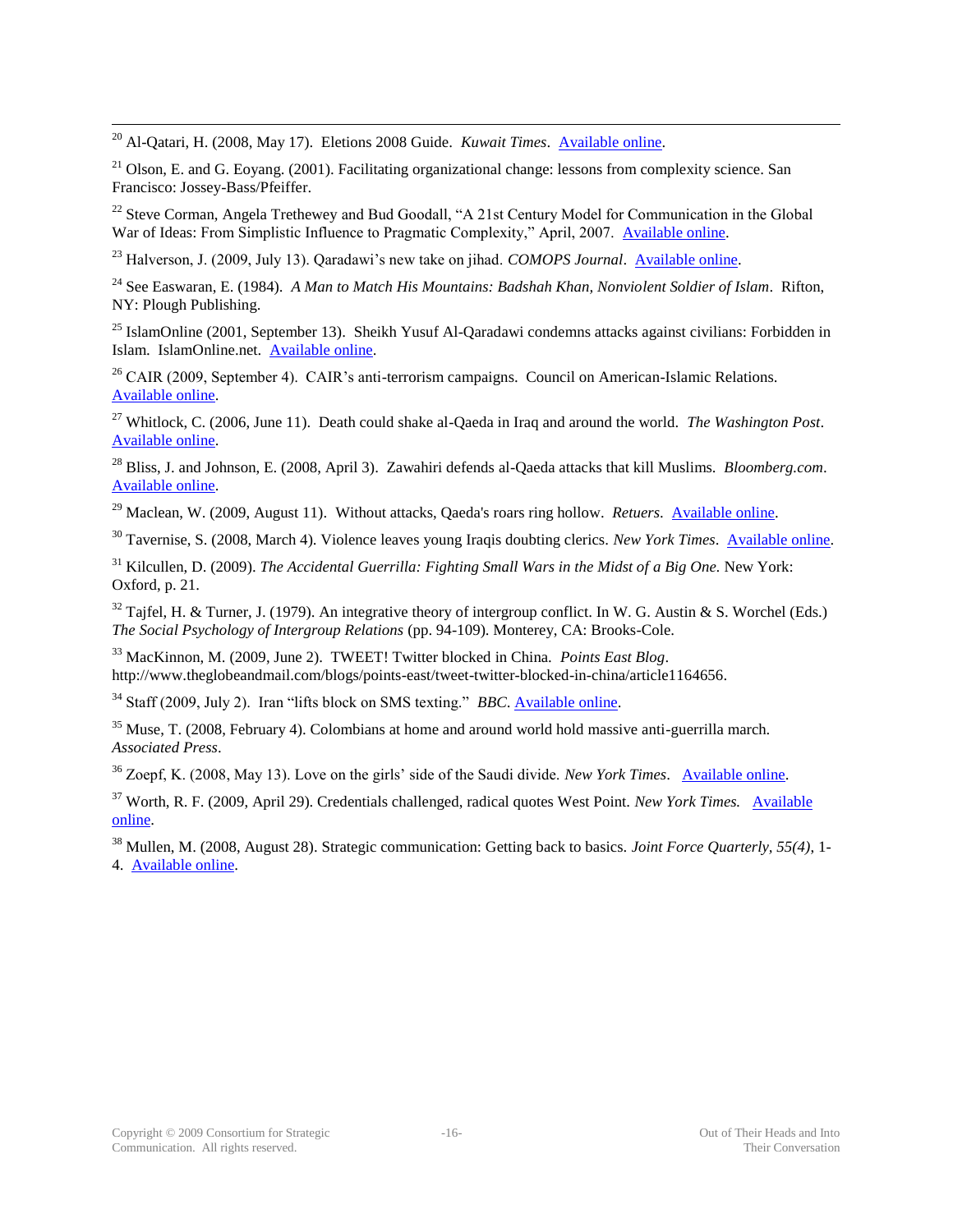[20] Al-Qatari, H. (2008, May 17). Eletions 2008 Guide. *Kuwait Times*. Available online.

[21] Olson, E. and G. Eoyang. (2001). Facilitating organizational change: lessons from complexity science. San Francisco: Jossey-Bass/Pfeiffer.

[22] Steve Corman, Angela Trethewey and Bud Goodall, "A 21st Century Model for Communication in the Global War of Ideas: From Simplistic Influence to Pragmatic Complexity," April, 2007. Available online.

[23] Halverson, J. (2009, July 13). Qaradawi's new take on jihad. *COMOPS Journal*. Available online.

[24] See Easwaran, E. (1984). *A Man to Match His Mountains: Badshah Khan, Nonviolent Soldier of Islam*. Rifton, NY: Plough Publishing.

[25] IslamOnline (2001, September 13). Sheikh Yusuf Al-Qaradawi condemns attacks against civilians: Forbidden in Islam. IslamOnline.net. Available online.

[26] CAIR (2009, September 4). CAIR's anti-terrorism campaigns. Council on American-Islamic Relations. Available online.

[27] Whitlock, C. (2006, June 11). Death could shake al-Qaeda in Iraq and around the world. *The Washington Post*. Available online.

[28] Bliss, J. and Johnson, E. (2008, April 3). Zawahiri defends al-Qaeda attacks that kill Muslims. *Bloomberg.com*. Available online.

[29] Maclean, W. (2009, August 11). Without attacks, Qaeda's roars ring hollow. *Retuers*. Available online.

[30] Tavernise, S. (2008, March 4). Violence leaves young Iraqis doubting clerics. *New York Times*. Available online.

[31] Kilcullen, D. (2009). *The Accidental Guerrilla: Fighting Small Wars in the Midst of a Big One.* New York: Oxford, p. 21.

[32] Tajfel, H. & Turner, J. (1979). An integrative theory of intergroup conflict. In W. G. Austin & S. Worchel (Eds.) *The Social Psychology of Intergroup Relations* (pp. 94-109). Monterey, CA: Brooks-Cole.

[33] MacKinnon, M. (2009, June 2). TWEET! Twitter blocked in China. *Points East Blog*. http://www.theglobeandmail.com/blogs/points-east/tweet-twitter-blocked-in-china/article1164656.

[34] Staff (2009, July 2). Iran "lifts block on SMS texting." *BBC*. Available online.

[35] Muse, T. (2008, February 4). Colombians at home and around world hold massive anti-guerrilla march. *Associated Press*.

[36] Zoepf, K. (2008, May 13). Love on the girls' side of the Saudi divide. *New York Times*. Available online.

[37] Worth, R. F. (2009, April 29). Credentials challenged, radical quotes West Point. *New York Times.* Available online.

[38] Mullen, M. (2008, August 28). Strategic communication: Getting back to basics. *Joint Force Quarterly, 55(4)*, 1-4. Available online.